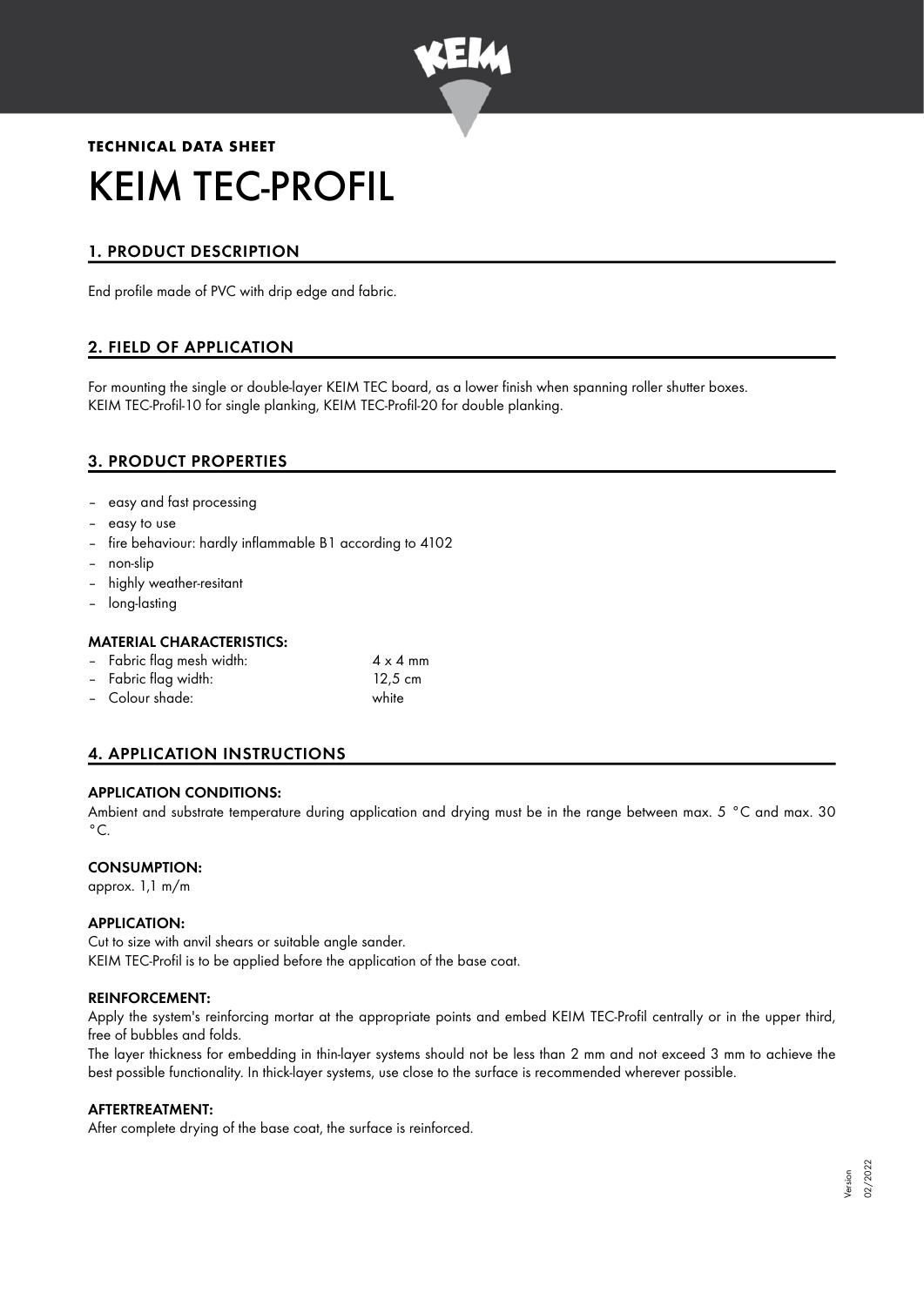**TECHNICAL DATA SHEET**

# KEIM TEC-PROFIL

## 1. PRODUCT DESCRIPTION

End profile made of PVC with drip edge and fabric.

## 2. FIELD OF APPLICATION

For mounting the single or double-layer KEIM TEC board, as a lower finish when spanning roller shutter boxes.
KEIM TEC-Profil-10 for single planking, KEIM TEC-Profil-20 for double planking.

## 3. PRODUCT PROPERTIES

- easy and fast processing
- easy to use
- fire behaviour: hardly inflammable B1 according to 4102
- non-slip
- highly weather-resitant
- long-lasting

### MATERIAL CHARACTERISTICS:

- Fabric flag mesh width: 4 x 4 mm
- Fabric flag width: 12,5 cm
- Colour shade: white

## 4. APPLICATION INSTRUCTIONS

### APPLICATION CONDITIONS:

Ambient and substrate temperature during application and drying must be in the range between max. 5 °C and max. 30 °C.

### CONSUMPTION:

approx. 1,1 m/m

### APPLICATION:

Cut to size with anvil shears or suitable angle sander.
KEIM TEC-Profil is to be applied before the application of the base coat.

### REINFORCEMENT:

Apply the system's reinforcing mortar at the appropriate points and embed KEIM TEC-Profil centrally or in the upper third, free of bubbles and folds.

The layer thickness for embedding in thin-layer systems should not be less than 2 mm and not exceed 3 mm to achieve the best possible functionality. In thick-layer systems, use close to the surface is recommended wherever possible.

### AFTERTREATMENT:

After complete drying of the base coat, the surface is reinforced.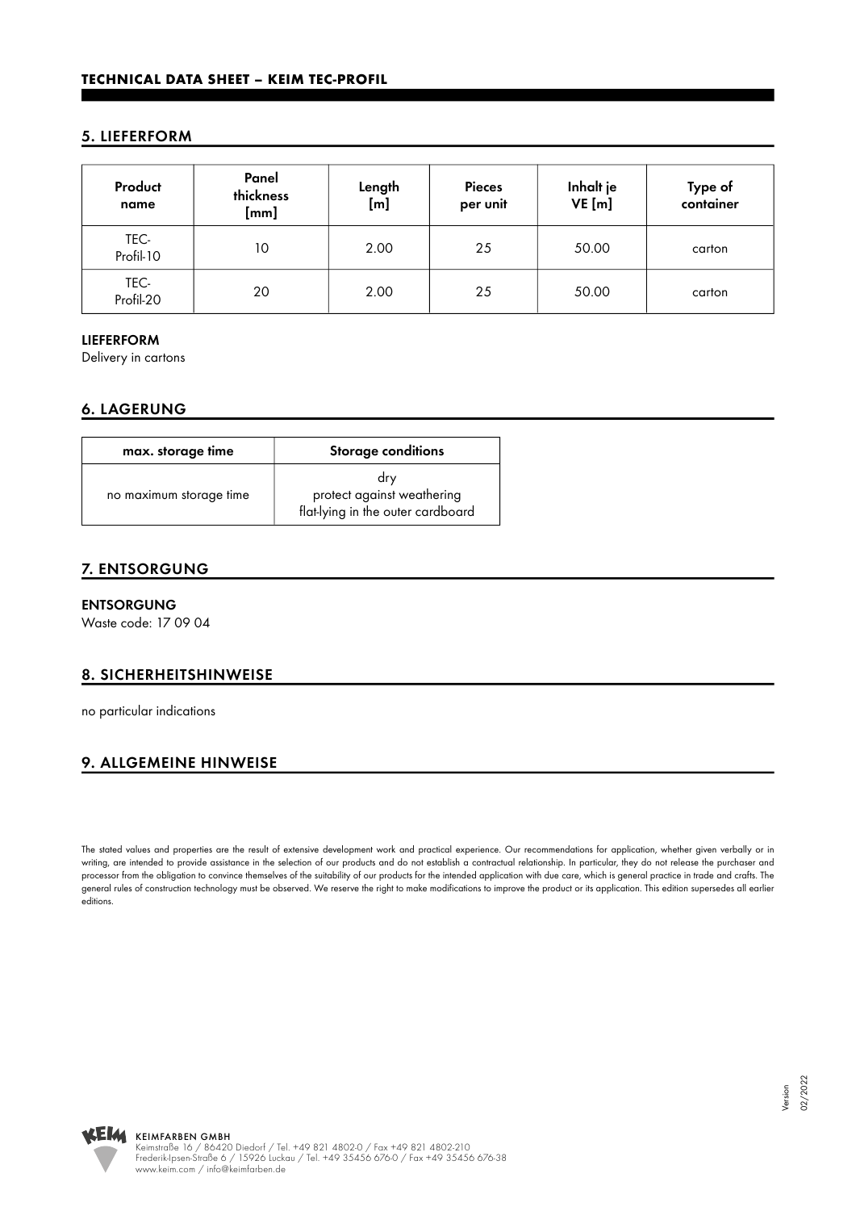## 5. LIEFERFORM

| Product name | Panel thickness [mm] | Length [m] | Pieces per unit | Inhalt je VE [m] | Type of container |
|---|---|---|---|---|---|
| TEC-Profil-10 | 10 | 2.00 | 25 | 50.00 | carton |
| TEC-Profil-20 | 20 | 2.00 | 25 | 50.00 | carton |

**LIEFERFORM**

Delivery in cartons

## 6. LAGERUNG

| max. storage time | Storage conditions |
|---|---|
| no maximum storage time | dry<br>protect against weathering<br>flat-lying in the outer cardboard |

## 7. ENTSORGUNG

**ENTSORGUNG**

Waste code: 17 09 04

## 8. SICHERHEITSHINWEISE

no particular indications

## 9. ALLGEMEINE HINWEISE

The stated values and properties are the result of extensive development work and practical experience. Our recommendations for application, whether given verbally or in writing, are intended to provide assistance in the selection of our products and do not establish a contractual relationship. In particular, they do not release the purchaser and processor from the obligation to convince themselves of the suitability of our products for the intended application with due care, which is general practice in trade and crafts. The general rules of construction technology must be observed. We reserve the right to make modifications to improve the product or its application. This edition supersedes all earlier editions.

KEIMFARBEN GMBH
Keimstraße 16 / 86420 Diedorf / Tel. +49 821 4802-0 / Fax +49 821 4802-210
Frederik-Ipsen-Straße 6 / 15926 Luckau / Tel. +49 35456 676-0 / Fax +49 35456 676-38
www.keim.com / info@keimfarben.de

Version 02/2022